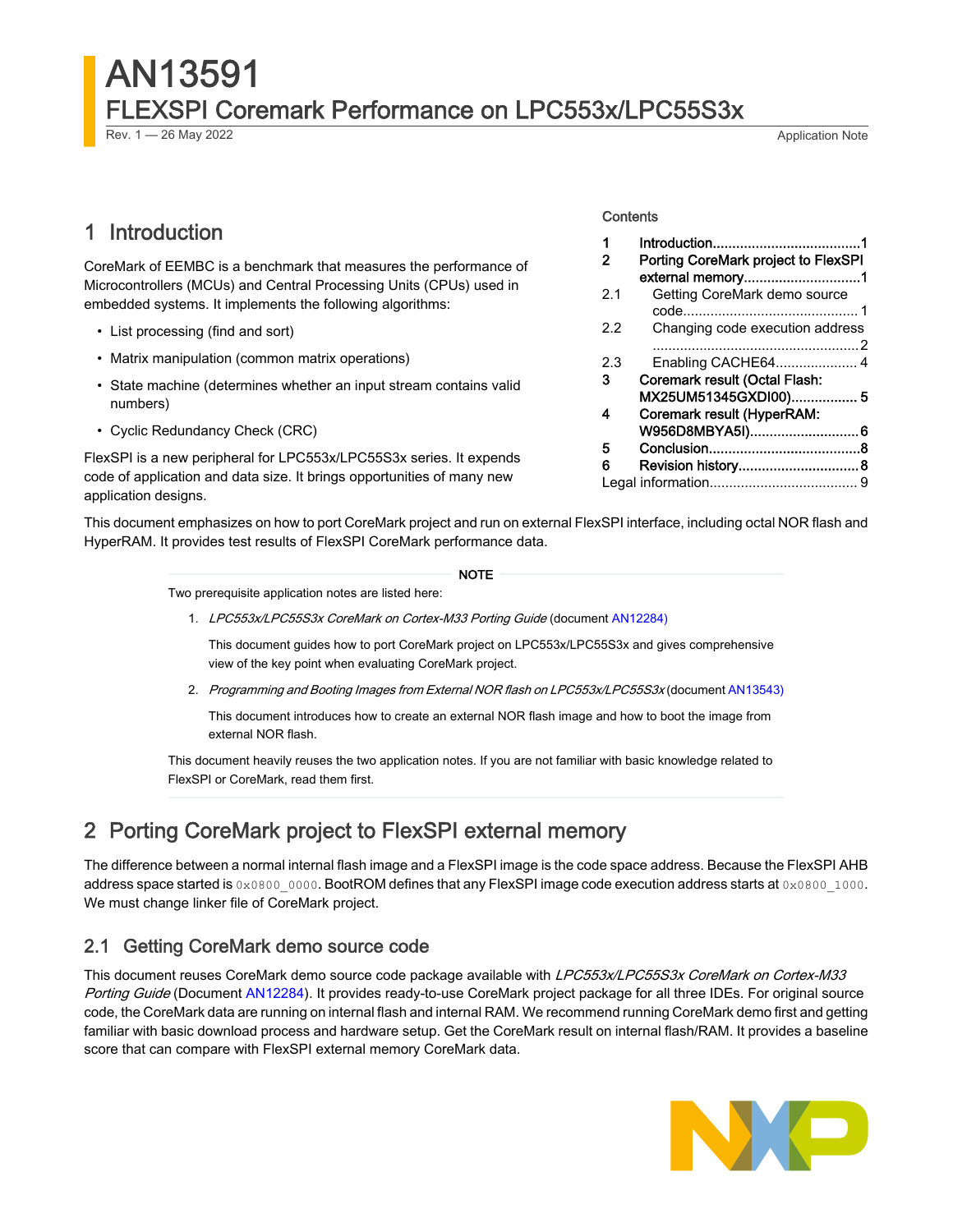# AN13591

## FLEXSPI Coremark Performance on LPC553x/LPC55S3x

Rev. 1 — 26 May 2022

Application Note

Contents

| | | |
|---|---|---|
| 1 | Introduction | 1 |
| 2 | Porting CoreMark project to FlexSPI external memory | 1 |
| 2.1 | Getting CoreMark demo source code | 1 |
| 2.2 | Changing code execution address | 2 |
| 2.3 | Enabling CACHE64 | 4 |
| 3 | Coremark result (Octal Flash: MX25UM51345GXDI00) | 5 |
| 4 | Coremark result (HyperRAM: W956D8MBYA5I) | 6 |
| 5 | Conclusion | 8 |
| 6 | Revision history | 8 |
| | Legal information | 9 |

## 1 Introduction

CoreMark of EEMBC is a benchmark that measures the performance of Microcontrollers (MCUs) and Central Processing Units (CPUs) used in embedded systems. It implements the following algorithms:

- List processing (find and sort)
- Matrix manipulation (common matrix operations)
- State machine (determines whether an input stream contains valid numbers)
- Cyclic Redundancy Check (CRC)

FlexSPI is a new peripheral for LPC553x/LPC55S3x series. It expends code of application and data size. It brings opportunities of many new application designs.

This document emphasizes on how to port CoreMark project and run on external FlexSPI interface, including octal NOR flash and HyperRAM. It provides test results of FlexSPI CoreMark performance data.

**NOTE**

Two prerequisite application notes are listed here:

1. *LPC553x/LPC55S3x CoreMark on Cortex-M33 Porting Guide* (document AN12284)

   This document guides how to port CoreMark project on LPC553x/LPC55S3x and gives comprehensive view of the key point when evaluating CoreMark project.

2. *Programming and Booting Images from External NOR flash on LPC553x/LPC55S3x* (document AN13543)

   This document introduces how to create an external NOR flash image and how to boot the image from external NOR flash.

This document heavily reuses the two application notes. If you are not familiar with basic knowledge related to FlexSPI or CoreMark, read them first.

## 2 Porting CoreMark project to FlexSPI external memory

The difference between a normal internal flash image and a FlexSPI image is the code space address. Because the FlexSPI AHB address space started is `0x0800_0000`. BootROM defines that any FlexSPI image code execution address starts at `0x0800_1000`. We must change linker file of CoreMark project.

### 2.1 Getting CoreMark demo source code

This document reuses CoreMark demo source code package available with *LPC553x/LPC55S3x CoreMark on Cortex-M33 Porting Guide* (Document AN12284). It provides ready-to-use CoreMark project package for all three IDEs. For original source code, the CoreMark data are running on internal flash and internal RAM. We recommend running CoreMark demo first and getting familiar with basic download process and hardware setup. Get the CoreMark result on internal flash/RAM. It provides a baseline score that can compare with FlexSPI external memory CoreMark data.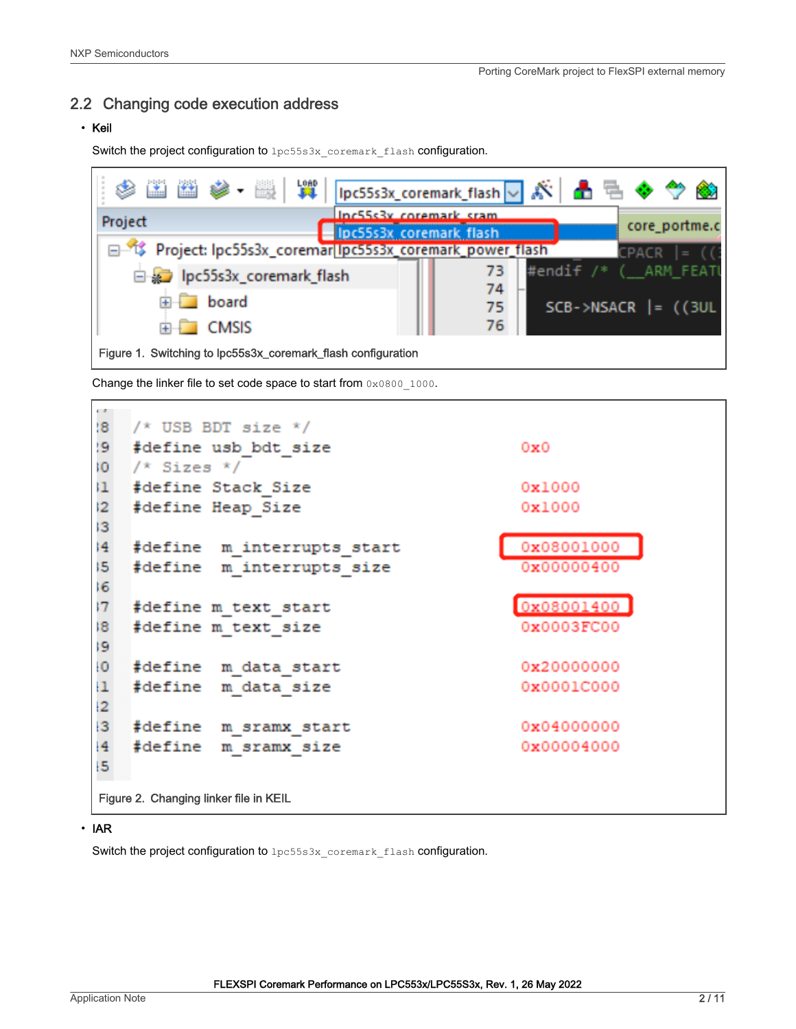## 2.2 Changing code execution address

- **Keil**

  Switch the project configuration to `lpc55s3x_coremark_flash` configuration.

Figure 1. Switching to lpc55s3x_coremark_flash configuration

Change the linker file to set code space to start from `0x0800_1000`.

```
/* USB BDT size */
#define usb_bdt_size              0x0
/* Sizes */
#define Stack_Size                0x1000
#define Heap_Size                 0x1000

#define  m_interrupts_start       0x08001000
#define  m_interrupts_size        0x00000400

#define m_text_start              0x08001400
#define m_text_size               0x0003FC00

#define  m_data_start             0x20000000
#define  m_data_size              0x0001C000

#define  m_sramx_start            0x04000000
#define  m_sramx_size             0x00004000
```

Figure 2. Changing linker file in KEIL

- **IAR**

  Switch the project configuration to `lpc55s3x_coremark_flash` configuration.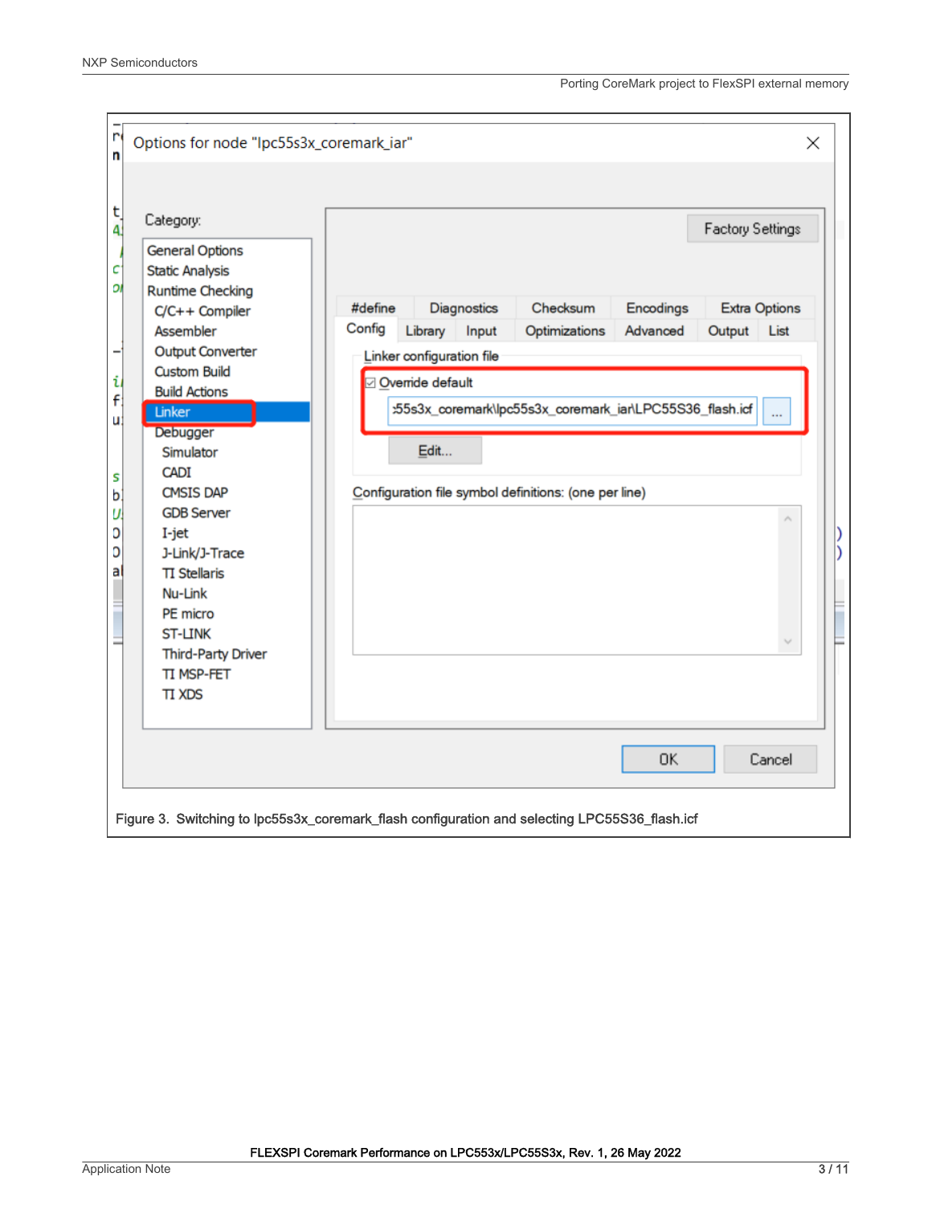Figure 3. Switching to lpc55s3x_coremark_flash configuration and selecting LPC55S36_flash.icf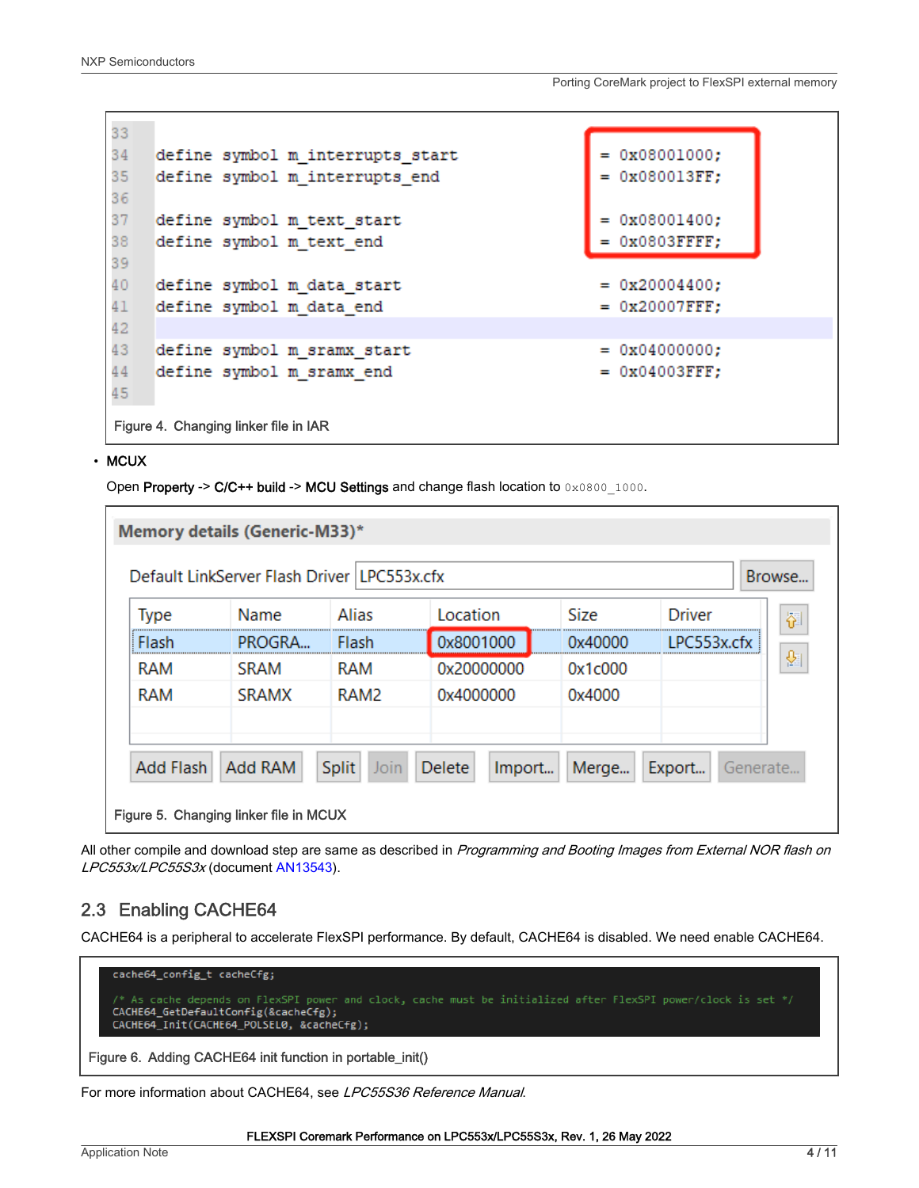```
33
34  define symbol m_interrupts_start        = 0x08001000;
35  define symbol m_interrupts_end          = 0x080013FF;
36
37  define symbol m_text_start              = 0x08001400;
38  define symbol m_text_end                = 0x0803FFFF;
39
40  define symbol m_data_start              = 0x20004400;
41  define symbol m_data_end                = 0x20007FFF;
42
43  define symbol m_sramx_start             = 0x04000000;
44  define symbol m_sramx_end               = 0x04003FFF;
45
```

Figure 4. Changing linker file in IAR

- **MCUX**

  Open **Property** -> **C/C++ build** -> **MCU Settings** and change flash location to `0x0800_1000`.

**Memory details (Generic-M33)***

Default LinkServer Flash Driver: LPC553x.cfx

| Type | Name | Alias | Location | Size | Driver |
|---|---|---|---|---|---|
| Flash | PROGRA... | Flash | 0x8001000 | 0x40000 | LPC553x.cfx |
| RAM | SRAM | RAM | 0x20000000 | 0x1c000 | |
| RAM | SRAMX | RAM2 | 0x4000000 | 0x4000 | |

Add Flash | Add RAM | Split | Join | Delete | Import... | Merge... | Export... | Generate...

Figure 5. Changing linker file in MCUX

All other compile and download step are same as described in *Programming and Booting Images from External NOR flash on LPC553x/LPC55S3x* (document AN13543).

## 2.3 Enabling CACHE64

CACHE64 is a peripheral to accelerate FlexSPI performance. By default, CACHE64 is disabled. We need enable CACHE64.

```
cache64_config_t cacheCfg;

/* As cache depends on FlexSPI power and clock, cache must be initialized after FlexSPI power/clock is set */
CACHE64_GetDefaultConfig(&cacheCfg);
CACHE64_Init(CACHE64_POLSEL0, &cacheCfg);
```

Figure 6. Adding CACHE64 init function in portable_init()

For more information about CACHE64, see *LPC55S36 Reference Manual*.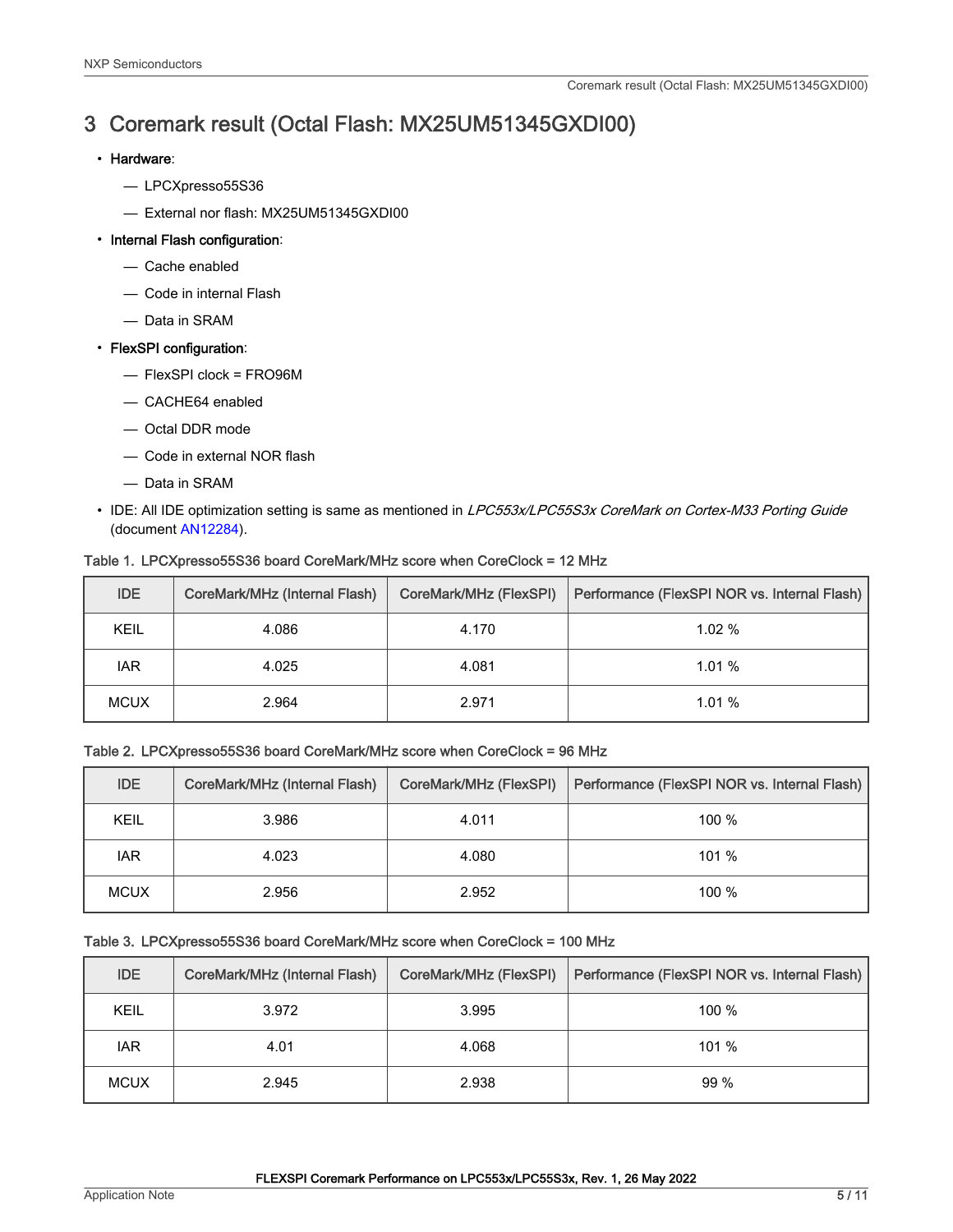# 3 Coremark result (Octal Flash: MX25UM51345GXDI00)

- **Hardware**:
  - — LPCXpresso55S36
  - — External nor flash: MX25UM51345GXDI00
- **Internal Flash configuration**:
  - — Cache enabled
  - — Code in internal Flash
  - — Data in SRAM
- **FlexSPI configuration**:
  - — FlexSPI clock = FRO96M
  - — CACHE64 enabled
  - — Octal DDR mode
  - — Code in external NOR flash
  - — Data in SRAM
- IDE: All IDE optimization setting is same as mentioned in *LPC553x/LPC55S3x CoreMark on Cortex-M33 Porting Guide* (document AN12284).

**Table 1. LPCXpresso55S36 board CoreMark/MHz score when CoreClock = 12 MHz**

| IDE | CoreMark/MHz (Internal Flash) | CoreMark/MHz (FlexSPI) | Performance (FlexSPI NOR vs. Internal Flash) |
|---|---|---|---|
| KEIL | 4.086 | 4.170 | 1.02 % |
| IAR | 4.025 | 4.081 | 1.01 % |
| MCUX | 2.964 | 2.971 | 1.01 % |

**Table 2. LPCXpresso55S36 board CoreMark/MHz score when CoreClock = 96 MHz**

| IDE | CoreMark/MHz (Internal Flash) | CoreMark/MHz (FlexSPI) | Performance (FlexSPI NOR vs. Internal Flash) |
|---|---|---|---|
| KEIL | 3.986 | 4.011 | 100 % |
| IAR | 4.023 | 4.080 | 101 % |
| MCUX | 2.956 | 2.952 | 100 % |

**Table 3. LPCXpresso55S36 board CoreMark/MHz score when CoreClock = 100 MHz**

| IDE | CoreMark/MHz (Internal Flash) | CoreMark/MHz (FlexSPI) | Performance (FlexSPI NOR vs. Internal Flash) |
|---|---|---|---|
| KEIL | 3.972 | 3.995 | 100 % |
| IAR | 4.01 | 4.068 | 101 % |
| MCUX | 2.945 | 2.938 | 99 % |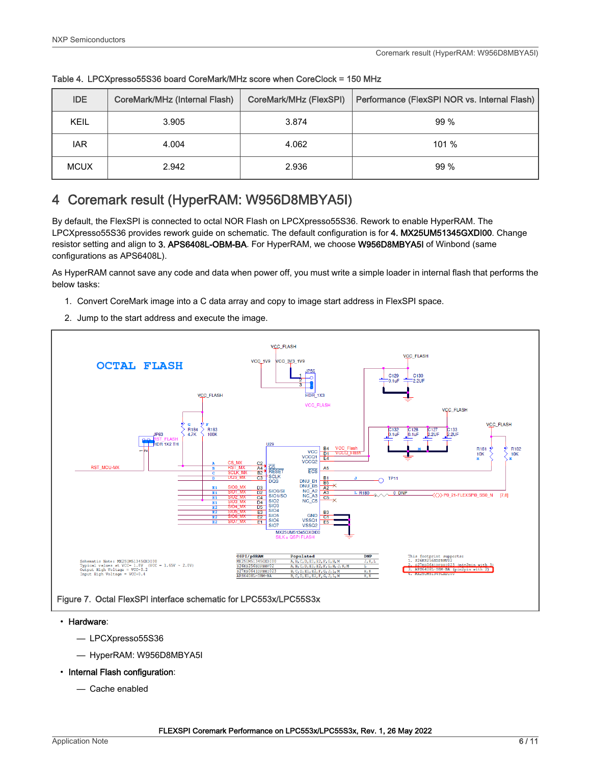Table 4. LPCXpresso55S36 board CoreMark/MHz score when CoreClock = 150 MHz

| IDE | CoreMark/MHz (Internal Flash) | CoreMark/MHz (FlexSPI) | Performance (FlexSPI NOR vs. Internal Flash) |
|---|---|---|---|
| KEIL | 3.905 | 3.874 | 99 % |
| IAR | 4.004 | 4.062 | 101 % |
| MCUX | 2.942 | 2.936 | 99 % |

# 4 Coremark result (HyperRAM: W956D8MBYA5I)

By default, the FlexSPI is connected to octal NOR Flash on LPCXpresso55S36. Rework to enable HyperRAM. The LPCXpresso55S36 provides rework guide on schematic. The default configuration is for **4. MX25UM51345GXDI00**. Change resistor setting and align to **3. APS6408L-OBM-BA**. For HyperRAM, we choose **W956D8MBYA5I** of Winbond (same configurations as APS6408L).

As HyperRAM cannot save any code and data when power off, you must write a simple loader in internal flash that performs the below tasks:

1. Convert CoreMark image into a C data array and copy to image start address in FlexSPI space.
2. Jump to the start address and execute the image.

Figure 7. Octal FlexSPI interface schematic for LPC553x/LPC55S3x

- **Hardware**:
  - LPCXpresso55S36
  - HyperRAM: W956D8MBYA5I
- **Internal Flash configuration**:
  - Cache enabled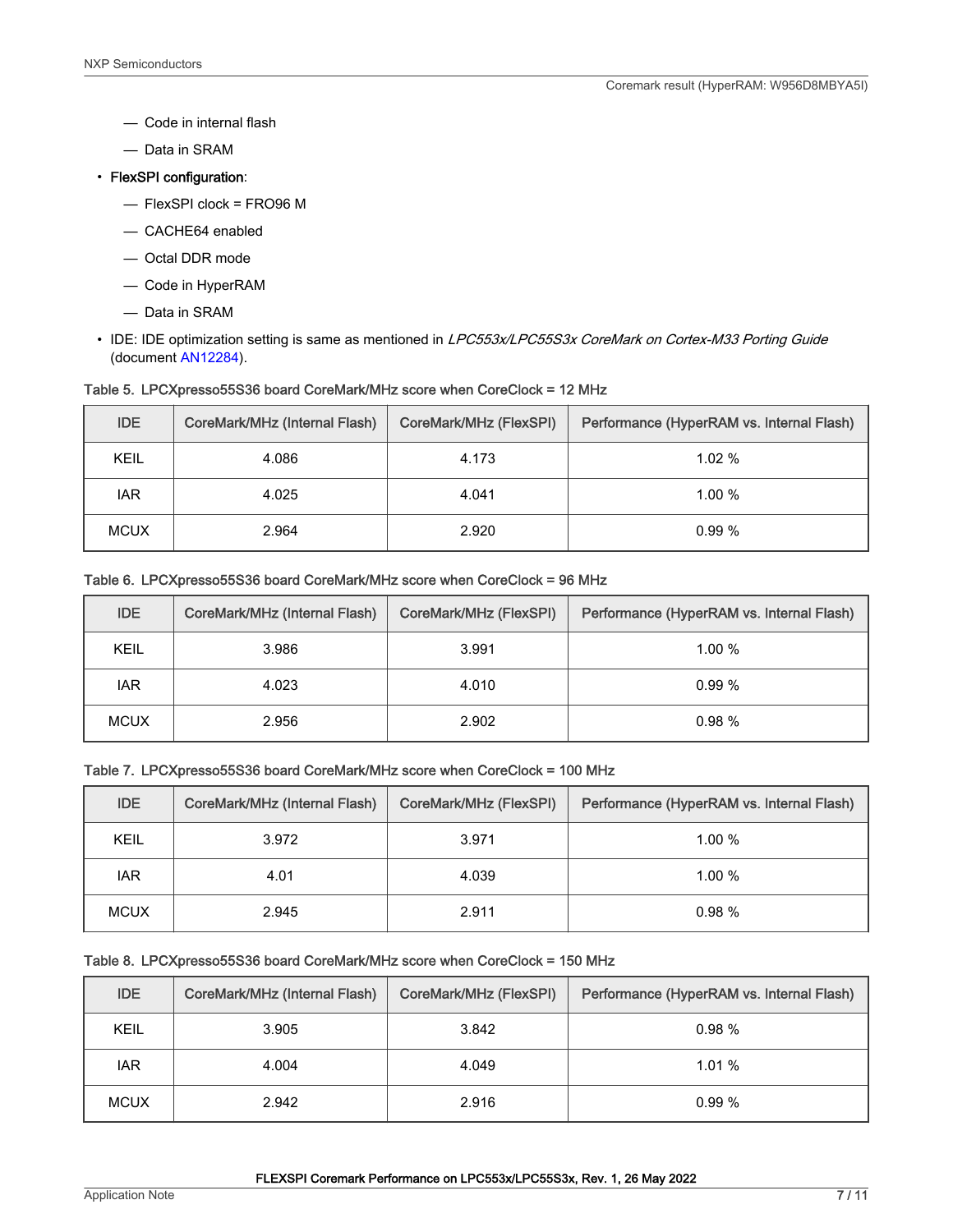- Code in internal flash
    - Data in SRAM
- **FlexSPI configuration**:
    - FlexSPI clock = FRO96 M
    - CACHE64 enabled
    - Octal DDR mode
    - Code in HyperRAM
    - Data in SRAM
- IDE: IDE optimization setting is same as mentioned in *LPC553x/LPC55S3x CoreMark on Cortex-M33 Porting Guide* (document AN12284).

Table 5. LPCXpresso55S36 board CoreMark/MHz score when CoreClock = 12 MHz

| IDE | CoreMark/MHz (Internal Flash) | CoreMark/MHz (FlexSPI) | Performance (HyperRAM vs. Internal Flash) |
| --- | --- | --- | --- |
| KEIL | 4.086 | 4.173 | 1.02 % |
| IAR | 4.025 | 4.041 | 1.00 % |
| MCUX | 2.964 | 2.920 | 0.99 % |

Table 6. LPCXpresso55S36 board CoreMark/MHz score when CoreClock = 96 MHz

| IDE | CoreMark/MHz (Internal Flash) | CoreMark/MHz (FlexSPI) | Performance (HyperRAM vs. Internal Flash) |
| --- | --- | --- | --- |
| KEIL | 3.986 | 3.991 | 1.00 % |
| IAR | 4.023 | 4.010 | 0.99 % |
| MCUX | 2.956 | 2.902 | 0.98 % |

Table 7. LPCXpresso55S36 board CoreMark/MHz score when CoreClock = 100 MHz

| IDE | CoreMark/MHz (Internal Flash) | CoreMark/MHz (FlexSPI) | Performance (HyperRAM vs. Internal Flash) |
| --- | --- | --- | --- |
| KEIL | 3.972 | 3.971 | 1.00 % |
| IAR | 4.01 | 4.039 | 1.00 % |
| MCUX | 2.945 | 2.911 | 0.98 % |

Table 8. LPCXpresso55S36 board CoreMark/MHz score when CoreClock = 150 MHz

| IDE | CoreMark/MHz (Internal Flash) | CoreMark/MHz (FlexSPI) | Performance (HyperRAM vs. Internal Flash) |
| --- | --- | --- | --- |
| KEIL | 3.905 | 3.842 | 0.98 % |
| IAR | 4.004 | 4.049 | 1.01 % |
| MCUX | 2.942 | 2.916 | 0.99 % |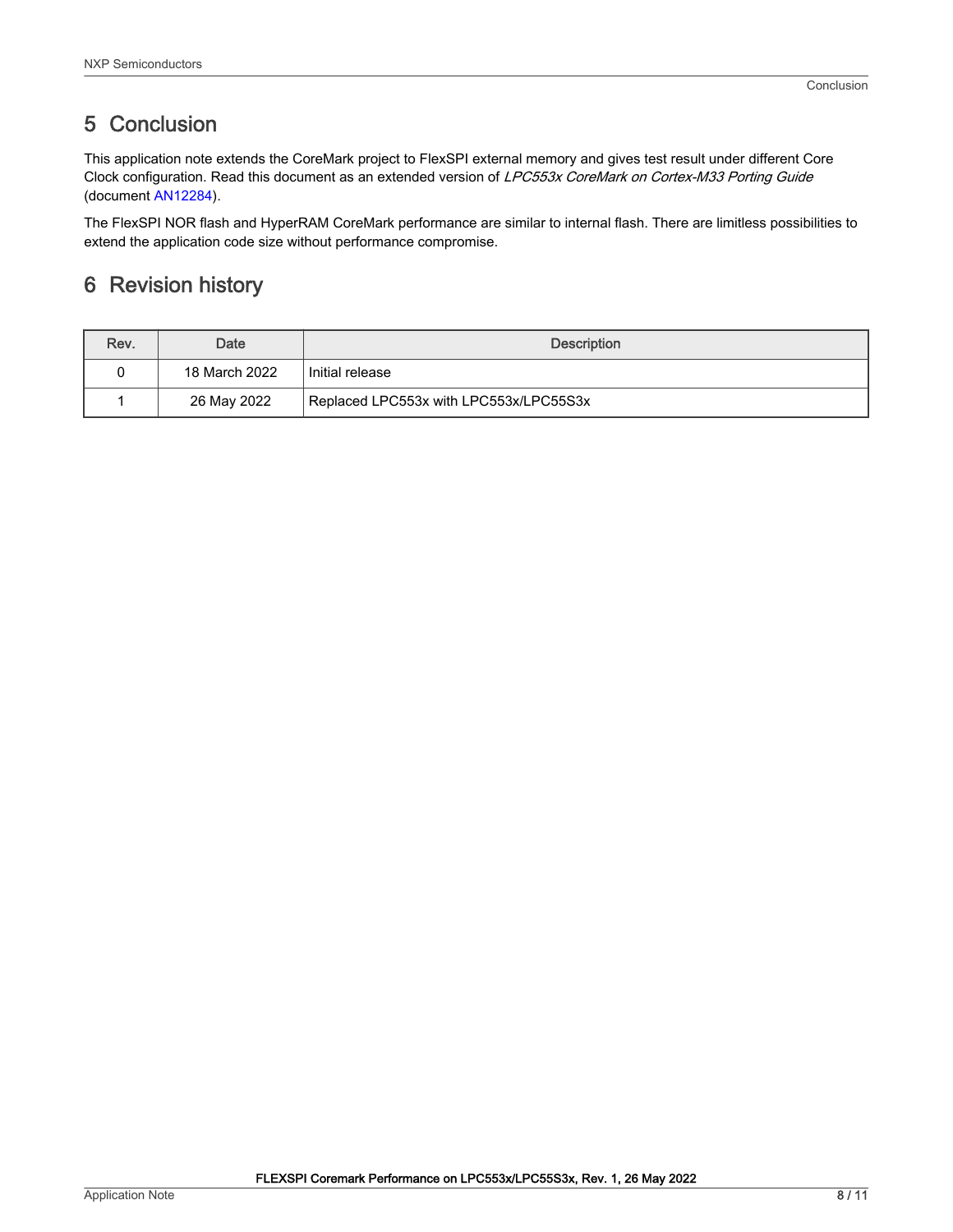## 5 Conclusion

This application note extends the CoreMark project to FlexSPI external memory and gives test result under different Core Clock configuration. Read this document as an extended version of *LPC553x CoreMark on Cortex-M33 Porting Guide* (document AN12284).

The FlexSPI NOR flash and HyperRAM CoreMark performance are similar to internal flash. There are limitless possibilities to extend the application code size without performance compromise.

## 6 Revision history

| Rev. | Date | Description |
| --- | --- | --- |
| 0 | 18 March 2022 | Initial release |
| 1 | 26 May 2022 | Replaced LPC553x with LPC553x/LPC55S3x |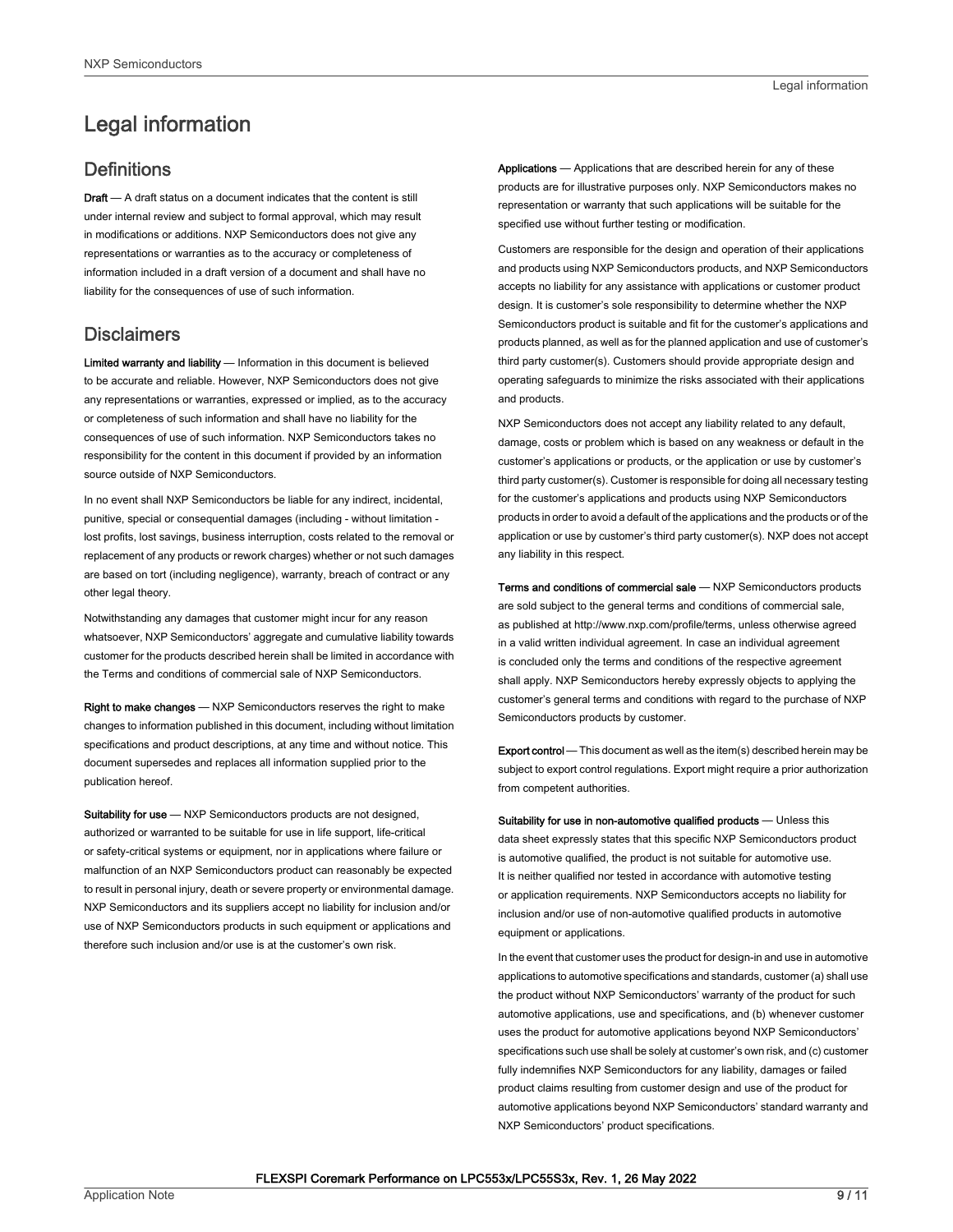# Legal information

## Definitions

**Draft** — A draft status on a document indicates that the content is still under internal review and subject to formal approval, which may result in modifications or additions. NXP Semiconductors does not give any representations or warranties as to the accuracy or completeness of information included in a draft version of a document and shall have no liability for the consequences of use of such information.

## Disclaimers

**Limited warranty and liability** — Information in this document is believed to be accurate and reliable. However, NXP Semiconductors does not give any representations or warranties, expressed or implied, as to the accuracy or completeness of such information and shall have no liability for the consequences of use of such information. NXP Semiconductors takes no responsibility for the content in this document if provided by an information source outside of NXP Semiconductors.

In no event shall NXP Semiconductors be liable for any indirect, incidental, punitive, special or consequential damages (including - without limitation - lost profits, lost savings, business interruption, costs related to the removal or replacement of any products or rework charges) whether or not such damages are based on tort (including negligence), warranty, breach of contract or any other legal theory.

Notwithstanding any damages that customer might incur for any reason whatsoever, NXP Semiconductors' aggregate and cumulative liability towards customer for the products described herein shall be limited in accordance with the Terms and conditions of commercial sale of NXP Semiconductors.

**Right to make changes** — NXP Semiconductors reserves the right to make changes to information published in this document, including without limitation specifications and product descriptions, at any time and without notice. This document supersedes and replaces all information supplied prior to the publication hereof.

**Suitability for use** — NXP Semiconductors products are not designed, authorized or warranted to be suitable for use in life support, life-critical or safety-critical systems or equipment, nor in applications where failure or malfunction of an NXP Semiconductors product can reasonably be expected to result in personal injury, death or severe property or environmental damage. NXP Semiconductors and its suppliers accept no liability for inclusion and/or use of NXP Semiconductors products in such equipment or applications and therefore such inclusion and/or use is at the customer's own risk.

**Applications** — Applications that are described herein for any of these products are for illustrative purposes only. NXP Semiconductors makes no representation or warranty that such applications will be suitable for the specified use without further testing or modification.

Customers are responsible for the design and operation of their applications and products using NXP Semiconductors products, and NXP Semiconductors accepts no liability for any assistance with applications or customer product design. It is customer's sole responsibility to determine whether the NXP Semiconductors product is suitable and fit for the customer's applications and products planned, as well as for the planned application and use of customer's third party customer(s). Customers should provide appropriate design and operating safeguards to minimize the risks associated with their applications and products.

NXP Semiconductors does not accept any liability related to any default, damage, costs or problem which is based on any weakness or default in the customer's applications or products, or the application or use by customer's third party customer(s). Customer is responsible for doing all necessary testing for the customer's applications and products using NXP Semiconductors products in order to avoid a default of the applications and the products or of the application or use by customer's third party customer(s). NXP does not accept any liability in this respect.

**Terms and conditions of commercial sale** — NXP Semiconductors products are sold subject to the general terms and conditions of commercial sale, as published at http://www.nxp.com/profile/terms, unless otherwise agreed in a valid written individual agreement. In case an individual agreement is concluded only the terms and conditions of the respective agreement shall apply. NXP Semiconductors hereby expressly objects to applying the customer's general terms and conditions with regard to the purchase of NXP Semiconductors products by customer.

**Export control** — This document as well as the item(s) described herein may be subject to export control regulations. Export might require a prior authorization from competent authorities.

**Suitability for use in non-automotive qualified products** — Unless this data sheet expressly states that this specific NXP Semiconductors product is automotive qualified, the product is not suitable for automotive use. It is neither qualified nor tested in accordance with automotive testing or application requirements. NXP Semiconductors accepts no liability for inclusion and/or use of non-automotive qualified products in automotive equipment or applications.

In the event that customer uses the product for design-in and use in automotive applications to automotive specifications and standards, customer (a) shall use the product without NXP Semiconductors' warranty of the product for such automotive applications, use and specifications, and (b) whenever customer uses the product for automotive applications beyond NXP Semiconductors' specifications such use shall be solely at customer's own risk, and (c) customer fully indemnifies NXP Semiconductors for any liability, damages or failed product claims resulting from customer design and use of the product for automotive applications beyond NXP Semiconductors' standard warranty and NXP Semiconductors' product specifications.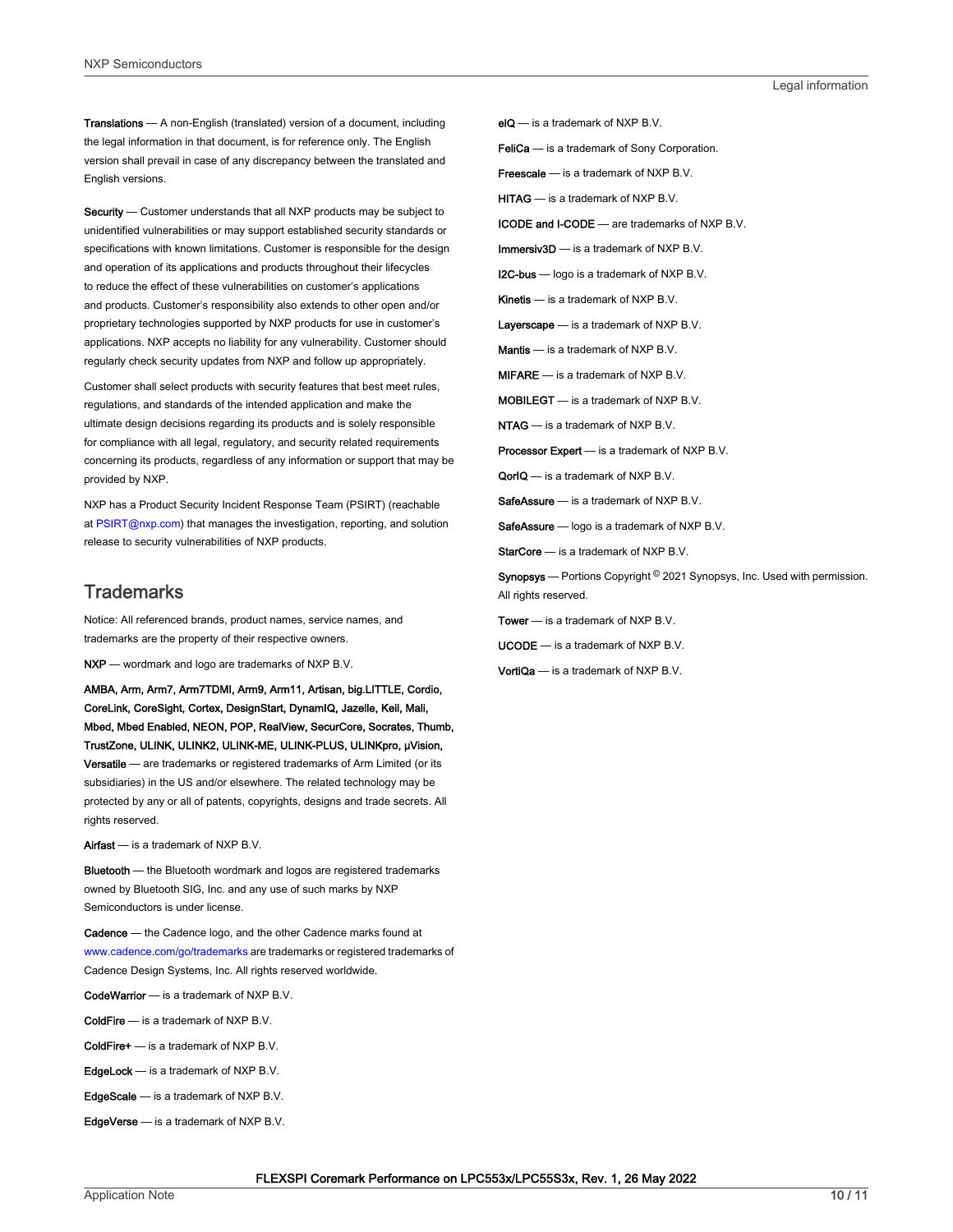**Translations** — A non-English (translated) version of a document, including the legal information in that document, is for reference only. The English version shall prevail in case of any discrepancy between the translated and English versions.

**Security** — Customer understands that all NXP products may be subject to unidentified vulnerabilities or may support established security standards or specifications with known limitations. Customer is responsible for the design and operation of its applications and products throughout their lifecycles to reduce the effect of these vulnerabilities on customer's applications and products. Customer's responsibility also extends to other open and/or proprietary technologies supported by NXP products for use in customer's applications. NXP accepts no liability for any vulnerability. Customer should regularly check security updates from NXP and follow up appropriately.

Customer shall select products with security features that best meet rules, regulations, and standards of the intended application and make the ultimate design decisions regarding its products and is solely responsible for compliance with all legal, regulatory, and security related requirements concerning its products, regardless of any information or support that may be provided by NXP.

NXP has a Product Security Incident Response Team (PSIRT) (reachable at PSIRT@nxp.com) that manages the investigation, reporting, and solution release to security vulnerabilities of NXP products.

## Trademarks

Notice: All referenced brands, product names, service names, and trademarks are the property of their respective owners.

**NXP** — wordmark and logo are trademarks of NXP B.V.

**AMBA, Arm, Arm7, Arm7TDMI, Arm9, Arm11, Artisan, big.LITTLE, Cordio, CoreLink, CoreSight, Cortex, DesignStart, DynamIQ, Jazelle, Keil, Mali, Mbed, Mbed Enabled, NEON, POP, RealView, SecurCore, Socrates, Thumb, TrustZone, ULINK, ULINK2, ULINK-ME, ULINK-PLUS, ULINKpro, μVision, Versatile** — are trademarks or registered trademarks of Arm Limited (or its subsidiaries) in the US and/or elsewhere. The related technology may be protected by any or all of patents, copyrights, designs and trade secrets. All rights reserved.

**Airfast** — is a trademark of NXP B.V.

**Bluetooth** — the Bluetooth wordmark and logos are registered trademarks owned by Bluetooth SIG, Inc. and any use of such marks by NXP Semiconductors is under license.

**Cadence** — the Cadence logo, and the other Cadence marks found at www.cadence.com/go/trademarks are trademarks or registered trademarks of Cadence Design Systems, Inc. All rights reserved worldwide.

**CodeWarrior** — is a trademark of NXP B.V.

**ColdFire** — is a trademark of NXP B.V.

**ColdFire+** — is a trademark of NXP B.V.

**EdgeLock** — is a trademark of NXP B.V.

**EdgeScale** — is a trademark of NXP B.V.

**EdgeVerse** — is a trademark of NXP B.V.

**eIQ** — is a trademark of NXP B.V.

**FeliCa** — is a trademark of Sony Corporation.

**Freescale** — is a trademark of NXP B.V.

**HITAG** — is a trademark of NXP B.V.

**ICODE and I-CODE** — are trademarks of NXP B.V.

**Immersiv3D** — is a trademark of NXP B.V.

**I2C-bus** — logo is a trademark of NXP B.V.

**Kinetis** — is a trademark of NXP B.V.

**Layerscape** — is a trademark of NXP B.V.

**Mantis** — is a trademark of NXP B.V.

**MIFARE** — is a trademark of NXP B.V.

**MOBILEGT** — is a trademark of NXP B.V.

**NTAG** — is a trademark of NXP B.V.

**Processor Expert** — is a trademark of NXP B.V.

**QorIQ** — is a trademark of NXP B.V.

**SafeAssure** — is a trademark of NXP B.V.

**SafeAssure** — logo is a trademark of NXP B.V.

**StarCore** — is a trademark of NXP B.V.

**Synopsys** — Portions Copyright © 2021 Synopsys, Inc. Used with permission. All rights reserved.

**Tower** — is a trademark of NXP B.V.

**UCODE** — is a trademark of NXP B.V.

**VortiQa** — is a trademark of NXP B.V.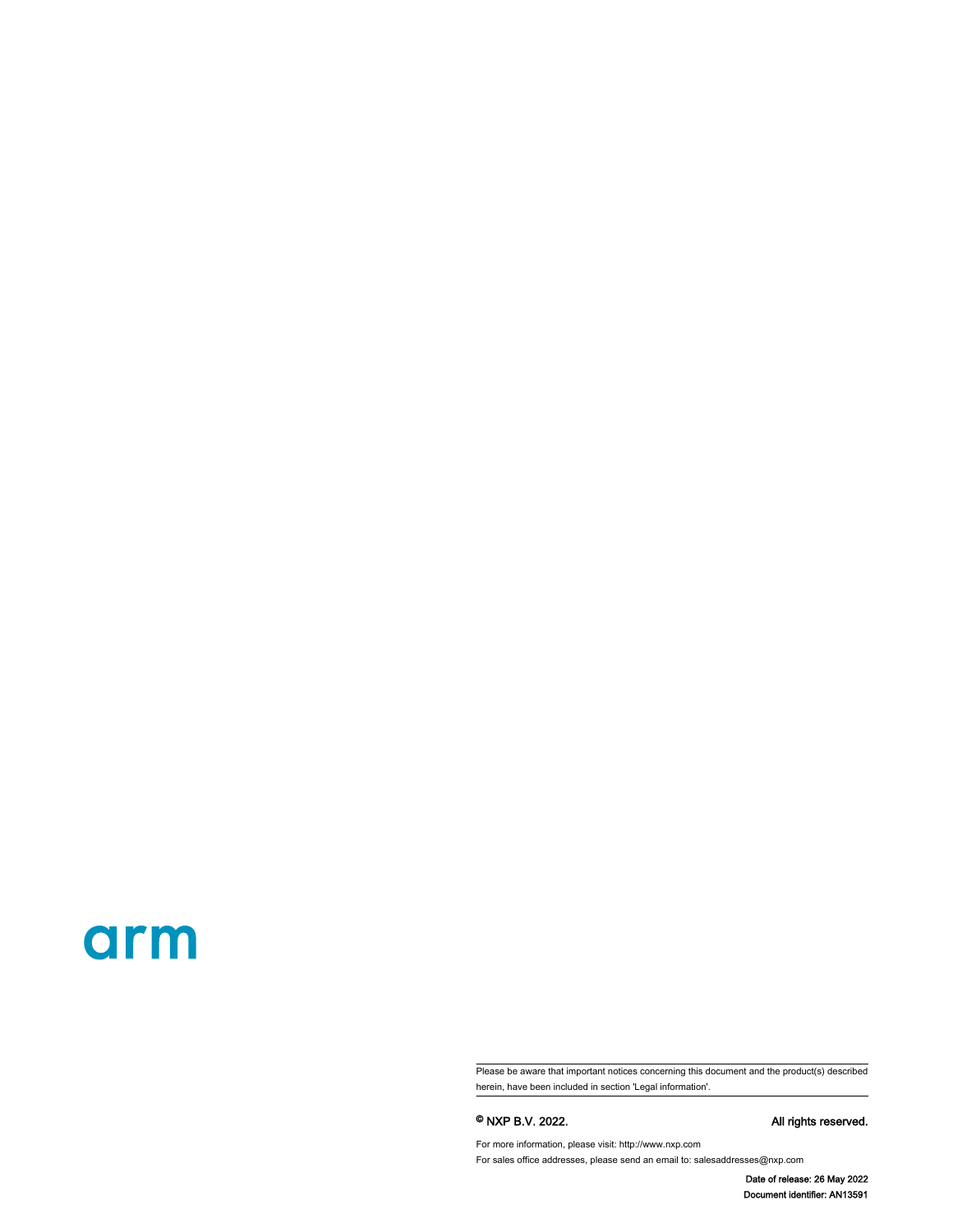arm

Please be aware that important notices concerning this document and the product(s) described herein, have been included in section 'Legal information'.

© NXP B.V. 2022. All rights reserved.

For more information, please visit: http://www.nxp.com

For sales office addresses, please send an email to: salesaddresses@nxp.com

Date of release: 26 May 2022

Document identifier: AN13591